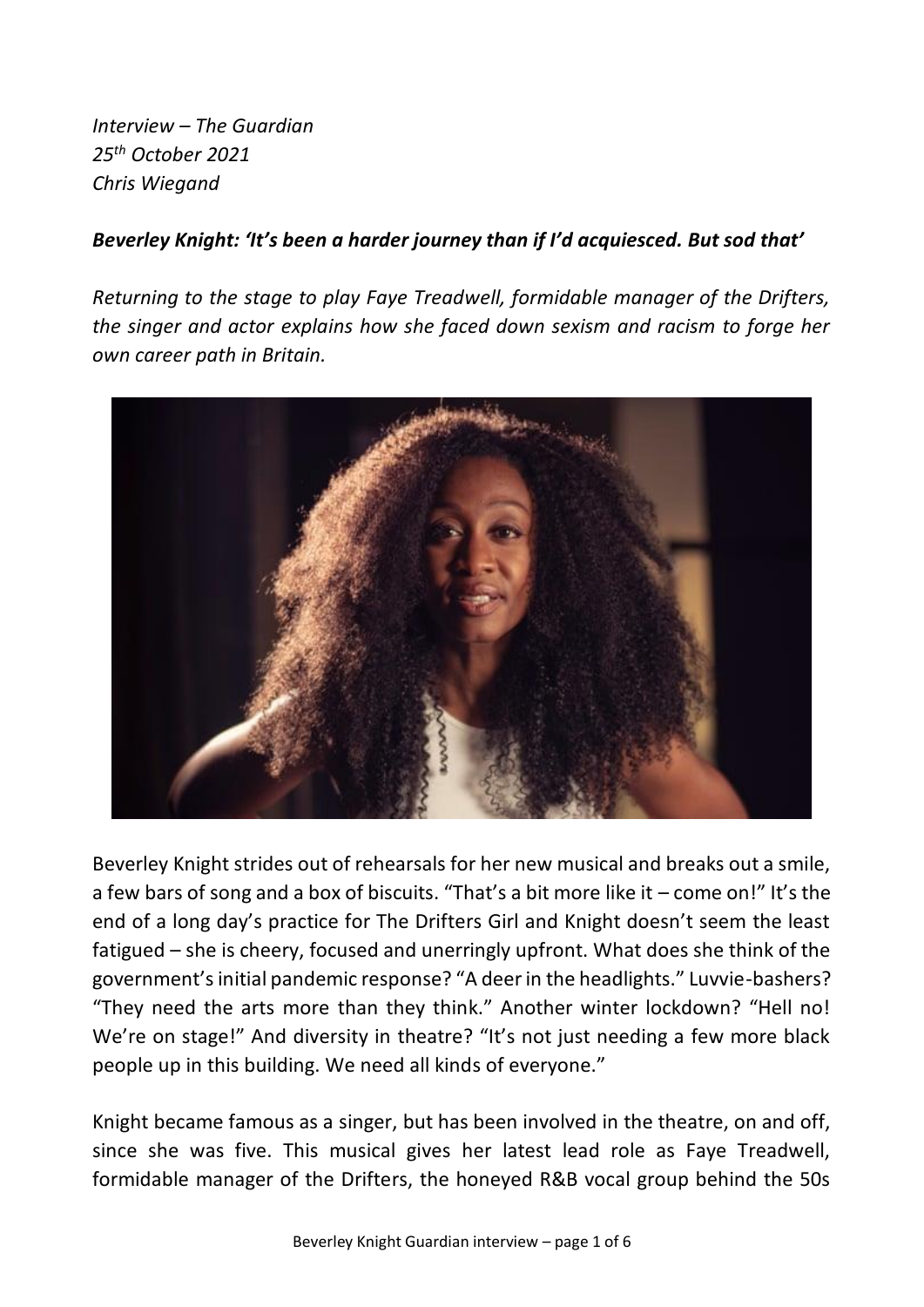*Interview – The Guardian*
*25th October 2021*
*Chris Wiegand*

***Beverley Knight: 'It's been a harder journey than if I'd acquiesced. But sod that'***

*Returning to the stage to play Faye Treadwell, formidable manager of the Drifters, the singer and actor explains how she faced down sexism and racism to forge her own career path in Britain.*

Beverley Knight strides out of rehearsals for her new musical and breaks out a smile, a few bars of song and a box of biscuits. "That's a bit more like it – come on!" It's the end of a long day's practice for The Drifters Girl and Knight doesn't seem the least fatigued – she is cheery, focused and unerringly upfront. What does she think of the government's initial pandemic response? "A deer in the headlights." Luvvie-bashers? "They need the arts more than they think." Another winter lockdown? "Hell no! We're on stage!" And diversity in theatre? "It's not just needing a few more black people up in this building. We need all kinds of everyone."

Knight became famous as a singer, but has been involved in the theatre, on and off, since she was five. This musical gives her latest lead role as Faye Treadwell, formidable manager of the Drifters, the honeyed R&B vocal group behind the 50s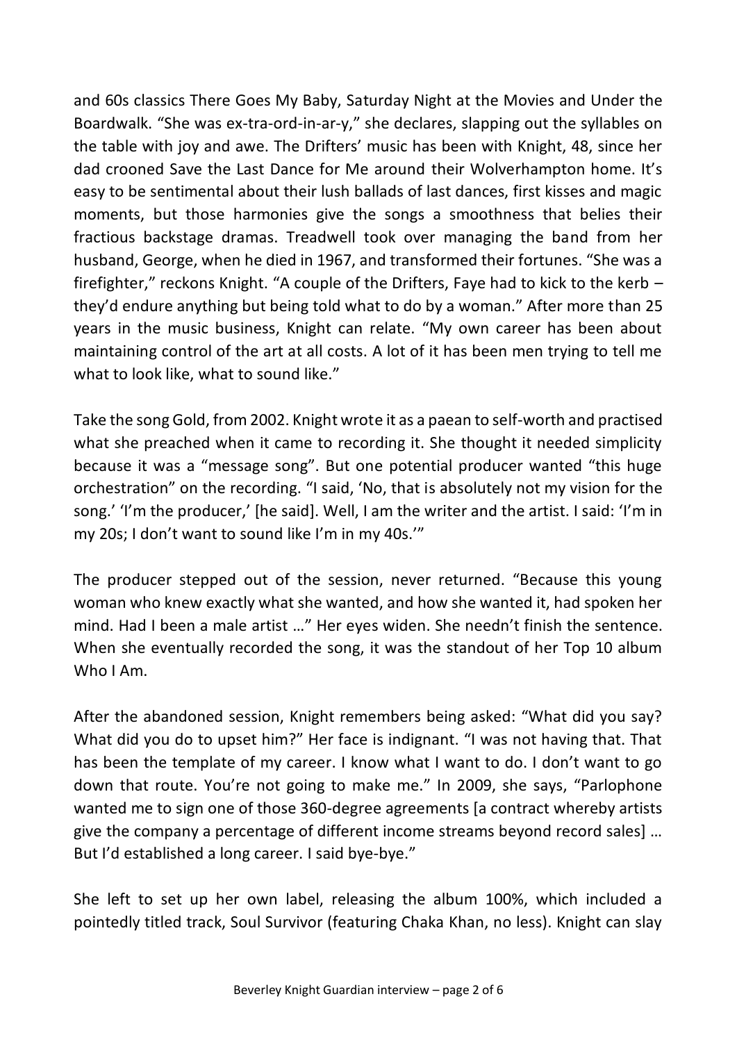and 60s classics There Goes My Baby, Saturday Night at the Movies and Under the Boardwalk. "She was ex-tra-ord-in-ar-y," she declares, slapping out the syllables on the table with joy and awe. The Drifters' music has been with Knight, 48, since her dad crooned Save the Last Dance for Me around their Wolverhampton home. It's easy to be sentimental about their lush ballads of last dances, first kisses and magic moments, but those harmonies give the songs a smoothness that belies their fractious backstage dramas. Treadwell took over managing the band from her husband, George, when he died in 1967, and transformed their fortunes. "She was a firefighter," reckons Knight. "A couple of the Drifters, Faye had to kick to the kerb – they'd endure anything but being told what to do by a woman." After more than 25 years in the music business, Knight can relate. "My own career has been about maintaining control of the art at all costs. A lot of it has been men trying to tell me what to look like, what to sound like."

Take the song Gold, from 2002. Knight wrote it as a paean to self-worth and practised what she preached when it came to recording it. She thought it needed simplicity because it was a "message song". But one potential producer wanted "this huge orchestration" on the recording. "I said, 'No, that is absolutely not my vision for the song.' 'I'm the producer,' [he said]. Well, I am the writer and the artist. I said: 'I'm in my 20s; I don't want to sound like I'm in my 40s.'"

The producer stepped out of the session, never returned. "Because this young woman who knew exactly what she wanted, and how she wanted it, had spoken her mind. Had I been a male artist …" Her eyes widen. She needn't finish the sentence. When she eventually recorded the song, it was the standout of her Top 10 album Who I Am.

After the abandoned session, Knight remembers being asked: "What did you say? What did you do to upset him?" Her face is indignant. "I was not having that. That has been the template of my career. I know what I want to do. I don't want to go down that route. You're not going to make me." In 2009, she says, "Parlophone wanted me to sign one of those 360-degree agreements [a contract whereby artists give the company a percentage of different income streams beyond record sales] … But I'd established a long career. I said bye-bye."

She left to set up her own label, releasing the album 100%, which included a pointedly titled track, Soul Survivor (featuring Chaka Khan, no less). Knight can slay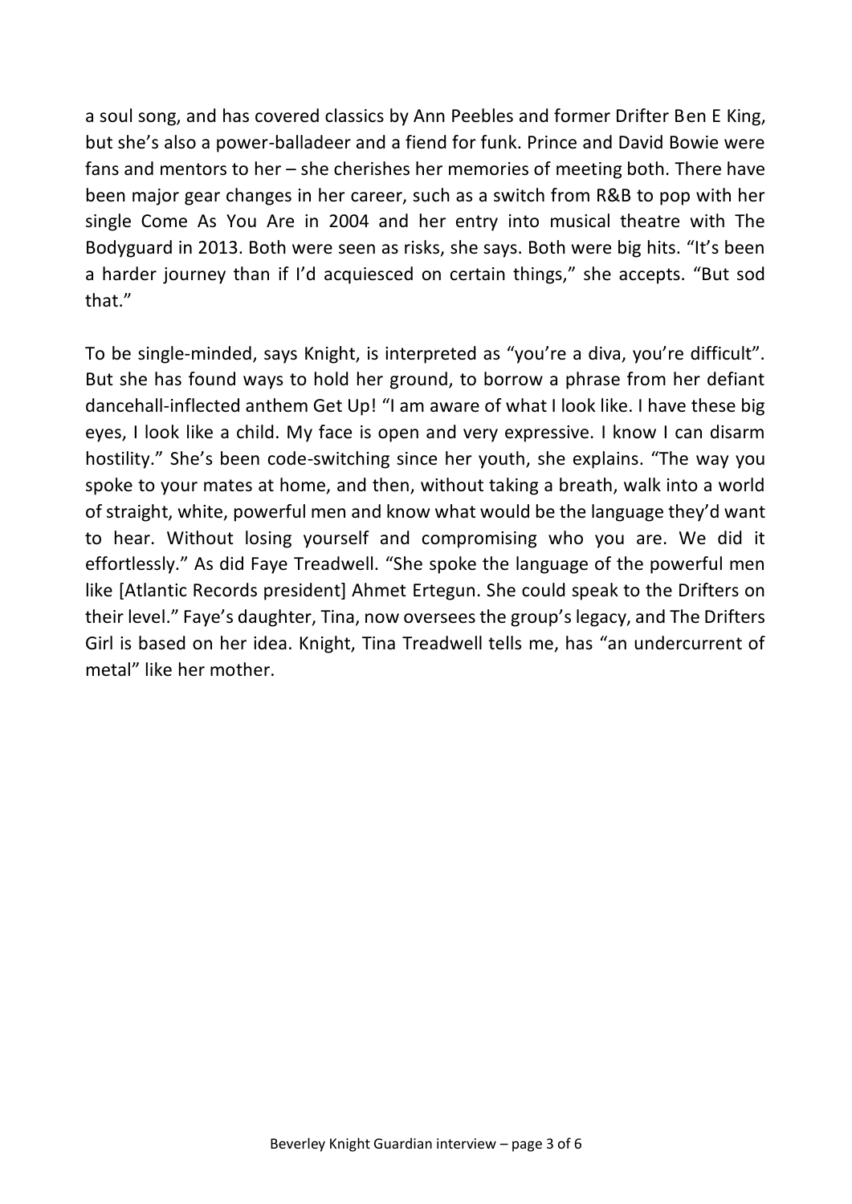a soul song, and has covered classics by Ann Peebles and former Drifter Ben E King, but she's also a power-balladeer and a fiend for funk. Prince and David Bowie were fans and mentors to her – she cherishes her memories of meeting both. There have been major gear changes in her career, such as a switch from R&B to pop with her single Come As You Are in 2004 and her entry into musical theatre with The Bodyguard in 2013. Both were seen as risks, she says. Both were big hits. "It's been a harder journey than if I'd acquiesced on certain things," she accepts. "But sod that."

To be single-minded, says Knight, is interpreted as "you're a diva, you're difficult". But she has found ways to hold her ground, to borrow a phrase from her defiant dancehall-inflected anthem Get Up! "I am aware of what I look like. I have these big eyes, I look like a child. My face is open and very expressive. I know I can disarm hostility." She's been code-switching since her youth, she explains. "The way you spoke to your mates at home, and then, without taking a breath, walk into a world of straight, white, powerful men and know what would be the language they'd want to hear. Without losing yourself and compromising who you are. We did it effortlessly." As did Faye Treadwell. "She spoke the language of the powerful men like [Atlantic Records president] Ahmet Ertegun. She could speak to the Drifters on their level." Faye's daughter, Tina, now oversees the group's legacy, and The Drifters Girl is based on her idea. Knight, Tina Treadwell tells me, has "an undercurrent of metal" like her mother.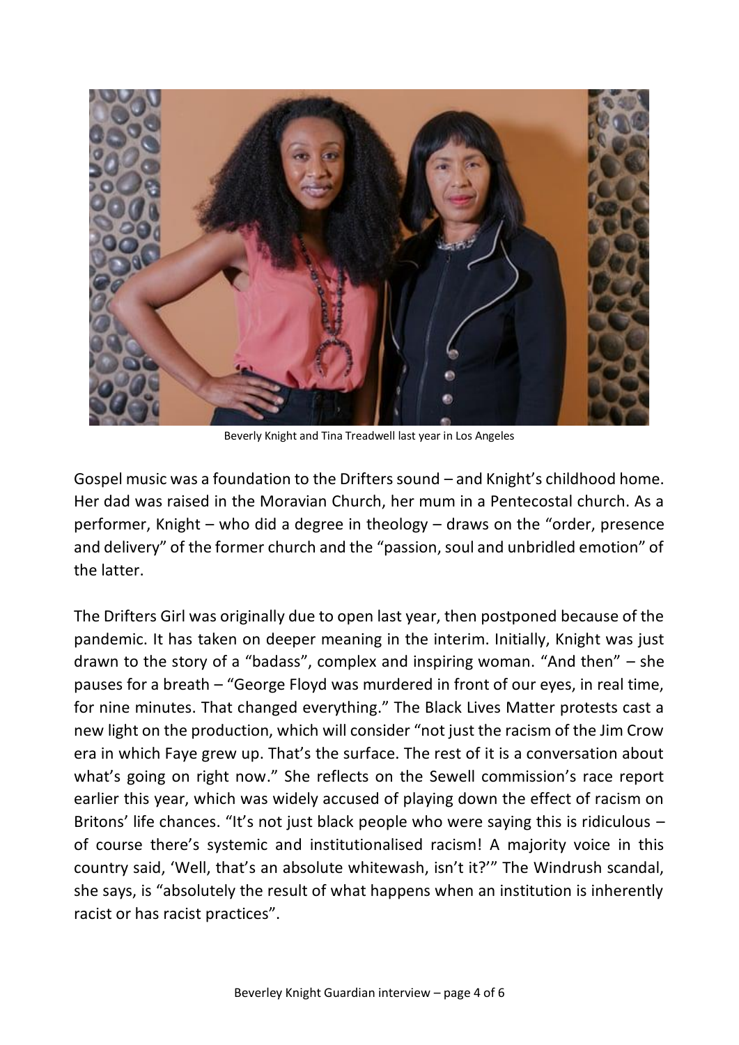Beverly Knight and Tina Treadwell last year in Los Angeles

Gospel music was a foundation to the Drifters sound – and Knight's childhood home. Her dad was raised in the Moravian Church, her mum in a Pentecostal church. As a performer, Knight – who did a degree in theology – draws on the "order, presence and delivery" of the former church and the "passion, soul and unbridled emotion" of the latter.

The Drifters Girl was originally due to open last year, then postponed because of the pandemic. It has taken on deeper meaning in the interim. Initially, Knight was just drawn to the story of a "badass", complex and inspiring woman. "And then" – she pauses for a breath – "George Floyd was murdered in front of our eyes, in real time, for nine minutes. That changed everything." The Black Lives Matter protests cast a new light on the production, which will consider "not just the racism of the Jim Crow era in which Faye grew up. That's the surface. The rest of it is a conversation about what's going on right now." She reflects on the Sewell commission's race report earlier this year, which was widely accused of playing down the effect of racism on Britons' life chances. "It's not just black people who were saying this is ridiculous – of course there's systemic and institutionalised racism! A majority voice in this country said, 'Well, that's an absolute whitewash, isn't it?'" The Windrush scandal, she says, is "absolutely the result of what happens when an institution is inherently racist or has racist practices".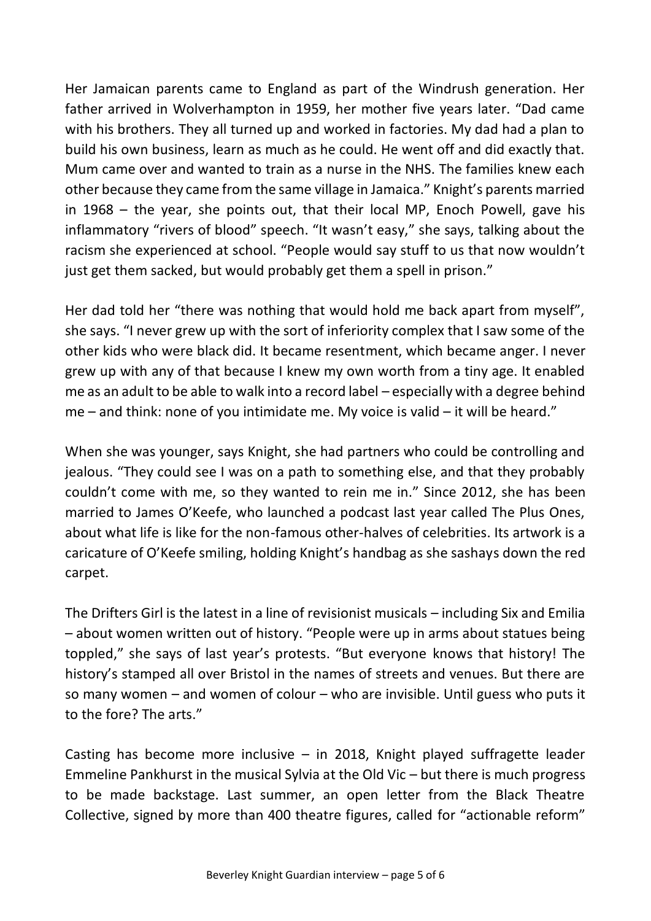Her Jamaican parents came to England as part of the Windrush generation. Her father arrived in Wolverhampton in 1959, her mother five years later. "Dad came with his brothers. They all turned up and worked in factories. My dad had a plan to build his own business, learn as much as he could. He went off and did exactly that. Mum came over and wanted to train as a nurse in the NHS. The families knew each other because they came from the same village in Jamaica." Knight's parents married in 1968 – the year, she points out, that their local MP, Enoch Powell, gave his inflammatory "rivers of blood" speech. "It wasn't easy," she says, talking about the racism she experienced at school. "People would say stuff to us that now wouldn't just get them sacked, but would probably get them a spell in prison."

Her dad told her "there was nothing that would hold me back apart from myself", she says. "I never grew up with the sort of inferiority complex that I saw some of the other kids who were black did. It became resentment, which became anger. I never grew up with any of that because I knew my own worth from a tiny age. It enabled me as an adult to be able to walk into a record label – especially with a degree behind me – and think: none of you intimidate me. My voice is valid – it will be heard."

When she was younger, says Knight, she had partners who could be controlling and jealous. "They could see I was on a path to something else, and that they probably couldn't come with me, so they wanted to rein me in." Since 2012, she has been married to James O'Keefe, who launched a podcast last year called The Plus Ones, about what life is like for the non-famous other-halves of celebrities. Its artwork is a caricature of O'Keefe smiling, holding Knight's handbag as she sashays down the red carpet.

The Drifters Girl is the latest in a line of revisionist musicals – including Six and Emilia – about women written out of history. "People were up in arms about statues being toppled," she says of last year's protests. "But everyone knows that history! The history's stamped all over Bristol in the names of streets and venues. But there are so many women – and women of colour – who are invisible. Until guess who puts it to the fore? The arts."

Casting has become more inclusive – in 2018, Knight played suffragette leader Emmeline Pankhurst in the musical Sylvia at the Old Vic – but there is much progress to be made backstage. Last summer, an open letter from the Black Theatre Collective, signed by more than 400 theatre figures, called for "actionable reform"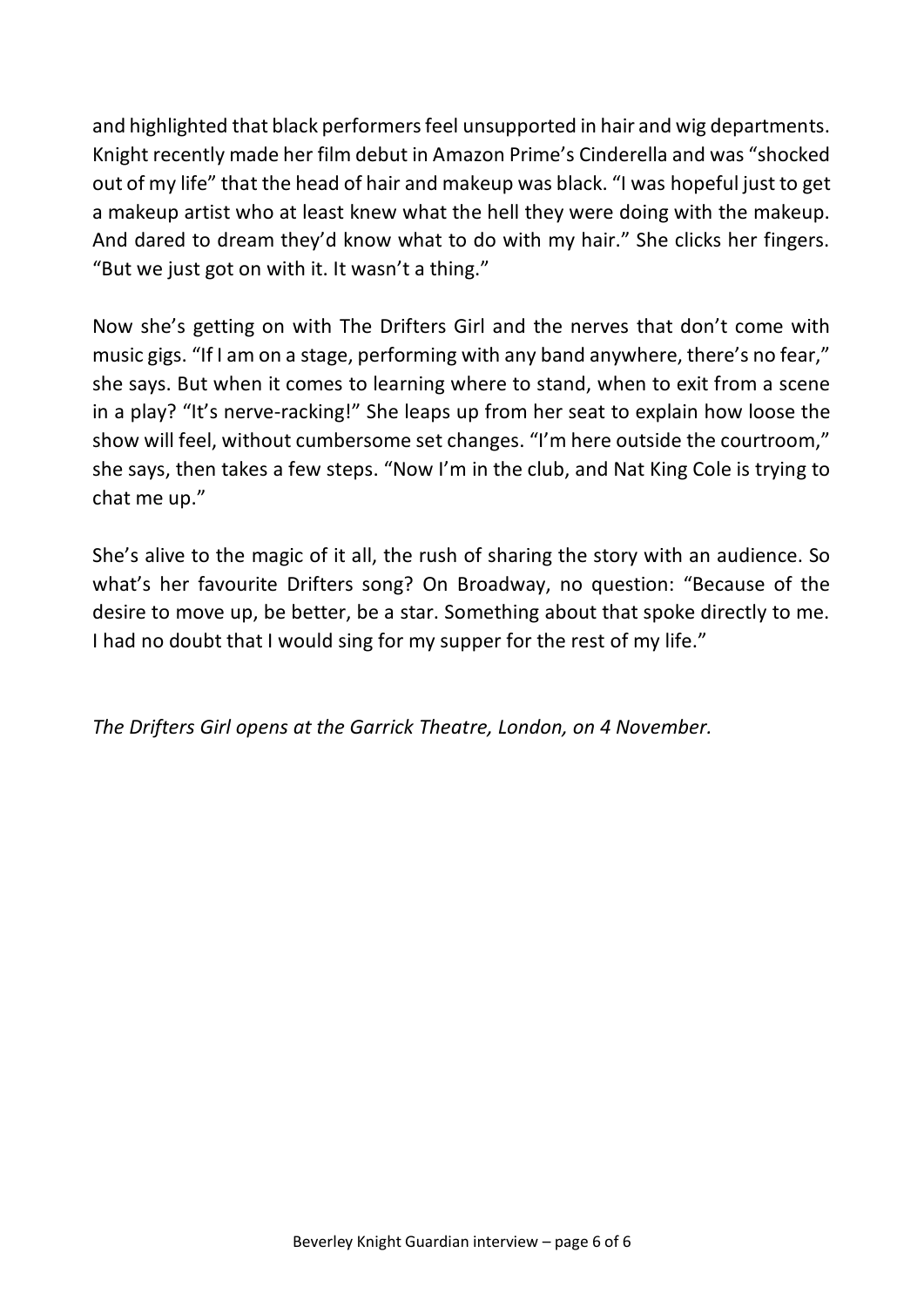and highlighted that black performers feel unsupported in hair and wig departments. Knight recently made her film debut in Amazon Prime's Cinderella and was "shocked out of my life" that the head of hair and makeup was black. "I was hopeful just to get a makeup artist who at least knew what the hell they were doing with the makeup. And dared to dream they'd know what to do with my hair." She clicks her fingers. "But we just got on with it. It wasn't a thing."

Now she's getting on with The Drifters Girl and the nerves that don't come with music gigs. "If I am on a stage, performing with any band anywhere, there's no fear," she says. But when it comes to learning where to stand, when to exit from a scene in a play? "It's nerve-racking!" She leaps up from her seat to explain how loose the show will feel, without cumbersome set changes. "I'm here outside the courtroom," she says, then takes a few steps. "Now I'm in the club, and Nat King Cole is trying to chat me up."

She's alive to the magic of it all, the rush of sharing the story with an audience. So what's her favourite Drifters song? On Broadway, no question: "Because of the desire to move up, be better, be a star. Something about that spoke directly to me. I had no doubt that I would sing for my supper for the rest of my life."

*The Drifters Girl opens at the Garrick Theatre, London, on 4 November.*